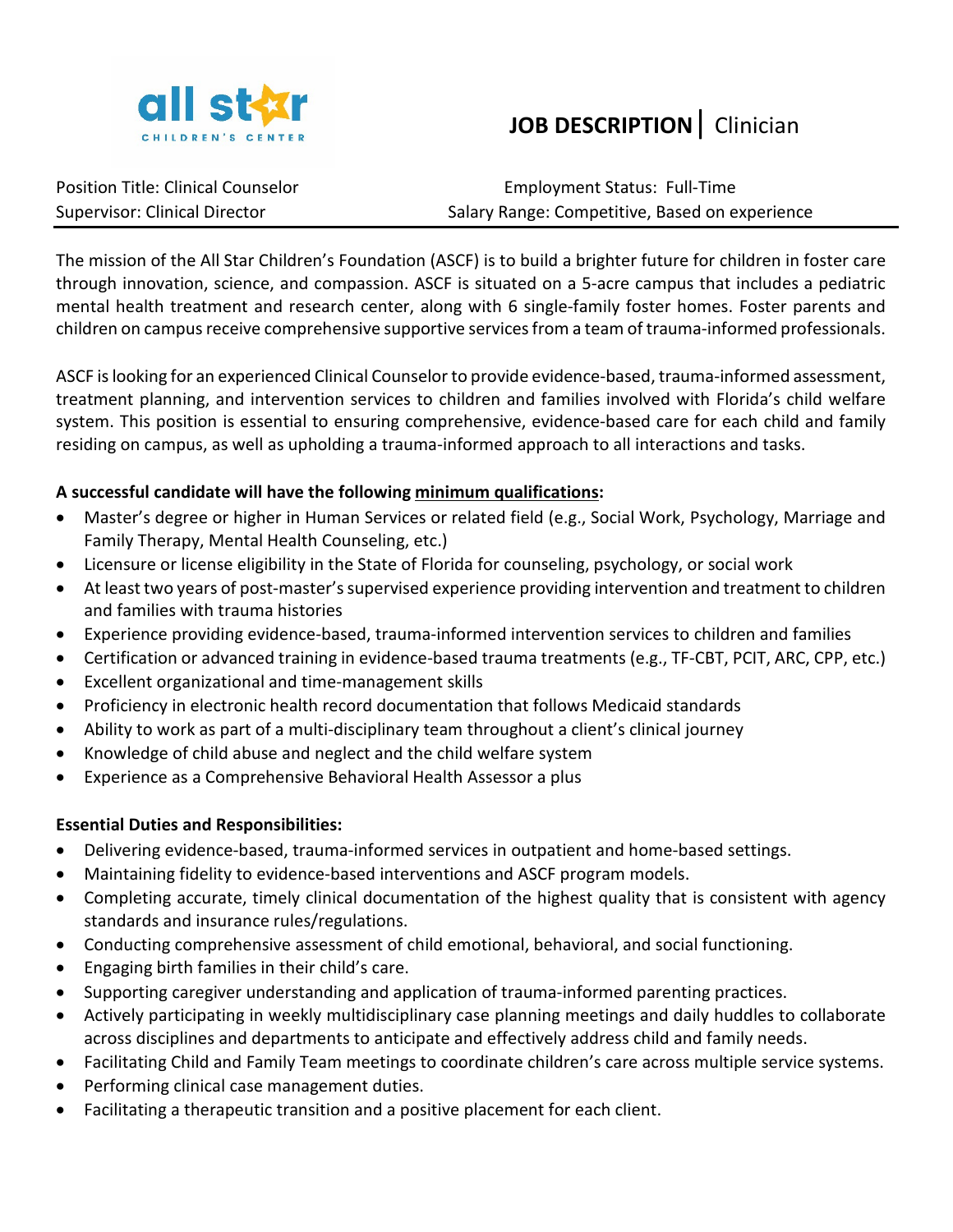all star CHILDREN'S CENTER

# JOB DESCRIPTION | Clinician

Position Title: Clinical Counselor
Supervisor: Clinical Director

Employment Status: Full-Time
Salary Range: Competitive, Based on experience

The mission of the All Star Children's Foundation (ASCF) is to build a brighter future for children in foster care through innovation, science, and compassion. ASCF is situated on a 5-acre campus that includes a pediatric mental health treatment and research center, along with 6 single-family foster homes. Foster parents and children on campus receive comprehensive supportive services from a team of trauma-informed professionals.

ASCF is looking for an experienced Clinical Counselor to provide evidence-based, trauma-informed assessment, treatment planning, and intervention services to children and families involved with Florida's child welfare system. This position is essential to ensuring comprehensive, evidence-based care for each child and family residing on campus, as well as upholding a trauma-informed approach to all interactions and tasks.

**A successful candidate will have the following minimum qualifications:**

- Master's degree or higher in Human Services or related field (e.g., Social Work, Psychology, Marriage and Family Therapy, Mental Health Counseling, etc.)
- Licensure or license eligibility in the State of Florida for counseling, psychology, or social work
- At least two years of post-master's supervised experience providing intervention and treatment to children and families with trauma histories
- Experience providing evidence-based, trauma-informed intervention services to children and families
- Certification or advanced training in evidence-based trauma treatments (e.g., TF-CBT, PCIT, ARC, CPP, etc.)
- Excellent organizational and time-management skills
- Proficiency in electronic health record documentation that follows Medicaid standards
- Ability to work as part of a multi-disciplinary team throughout a client's clinical journey
- Knowledge of child abuse and neglect and the child welfare system
- Experience as a Comprehensive Behavioral Health Assessor a plus

**Essential Duties and Responsibilities:**

- Delivering evidence-based, trauma-informed services in outpatient and home-based settings.
- Maintaining fidelity to evidence-based interventions and ASCF program models.
- Completing accurate, timely clinical documentation of the highest quality that is consistent with agency standards and insurance rules/regulations.
- Conducting comprehensive assessment of child emotional, behavioral, and social functioning.
- Engaging birth families in their child's care.
- Supporting caregiver understanding and application of trauma-informed parenting practices.
- Actively participating in weekly multidisciplinary case planning meetings and daily huddles to collaborate across disciplines and departments to anticipate and effectively address child and family needs.
- Facilitating Child and Family Team meetings to coordinate children's care across multiple service systems.
- Performing clinical case management duties.
- Facilitating a therapeutic transition and a positive placement for each client.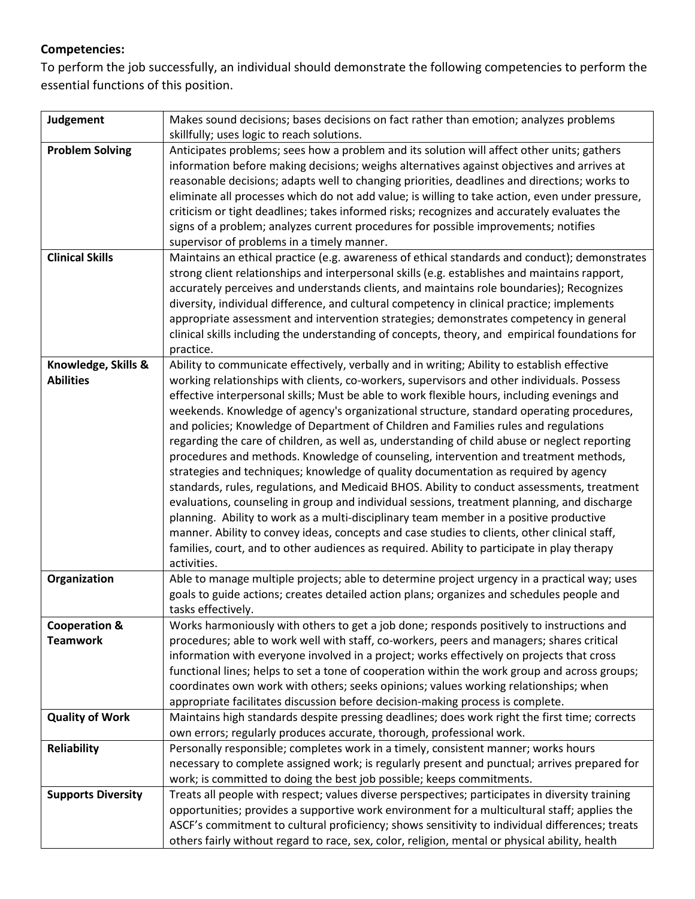**Competencies:**

To perform the job successfully, an individual should demonstrate the following competencies to perform the essential functions of this position.

| | |
|---|---|
| **Judgement** | Makes sound decisions; bases decisions on fact rather than emotion; analyzes problems skillfully; uses logic to reach solutions. |
| **Problem Solving** | Anticipates problems; sees how a problem and its solution will affect other units; gathers information before making decisions; weighs alternatives against objectives and arrives at reasonable decisions; adapts well to changing priorities, deadlines and directions; works to eliminate all processes which do not add value; is willing to take action, even under pressure, criticism or tight deadlines; takes informed risks; recognizes and accurately evaluates the signs of a problem; analyzes current procedures for possible improvements; notifies supervisor of problems in a timely manner. |
| **Clinical Skills** | Maintains an ethical practice (e.g. awareness of ethical standards and conduct); demonstrates strong client relationships and interpersonal skills (e.g. establishes and maintains rapport, accurately perceives and understands clients, and maintains role boundaries); Recognizes diversity, individual difference, and cultural competency in clinical practice; implements appropriate assessment and intervention strategies; demonstrates competency in general clinical skills including the understanding of concepts, theory, and empirical foundations for practice. |
| **Knowledge, Skills & Abilities** | Ability to communicate effectively, verbally and in writing; Ability to establish effective working relationships with clients, co-workers, supervisors and other individuals. Possess effective interpersonal skills; Must be able to work flexible hours, including evenings and weekends. Knowledge of agency's organizational structure, standard operating procedures, and policies; Knowledge of Department of Children and Families rules and regulations regarding the care of children, as well as, understanding of child abuse or neglect reporting procedures and methods. Knowledge of counseling, intervention and treatment methods, strategies and techniques; knowledge of quality documentation as required by agency standards, rules, regulations, and Medicaid BHOS. Ability to conduct assessments, treatment evaluations, counseling in group and individual sessions, treatment planning, and discharge planning. Ability to work as a multi-disciplinary team member in a positive productive manner. Ability to convey ideas, concepts and case studies to clients, other clinical staff, families, court, and to other audiences as required. Ability to participate in play therapy activities. |
| **Organization** | Able to manage multiple projects; able to determine project urgency in a practical way; uses goals to guide actions; creates detailed action plans; organizes and schedules people and tasks effectively. |
| **Cooperation & Teamwork** | Works harmoniously with others to get a job done; responds positively to instructions and procedures; able to work well with staff, co-workers, peers and managers; shares critical information with everyone involved in a project; works effectively on projects that cross functional lines; helps to set a tone of cooperation within the work group and across groups; coordinates own work with others; seeks opinions; values working relationships; when appropriate facilitates discussion before decision-making process is complete. |
| **Quality of Work** | Maintains high standards despite pressing deadlines; does work right the first time; corrects own errors; regularly produces accurate, thorough, professional work. |
| **Reliability** | Personally responsible; completes work in a timely, consistent manner; works hours necessary to complete assigned work; is regularly present and punctual; arrives prepared for work; is committed to doing the best job possible; keeps commitments. |
| **Supports Diversity** | Treats all people with respect; values diverse perspectives; participates in diversity training opportunities; provides a supportive work environment for a multicultural staff; applies the ASCF's commitment to cultural proficiency; shows sensitivity to individual differences; treats others fairly without regard to race, sex, color, religion, mental or physical ability, health |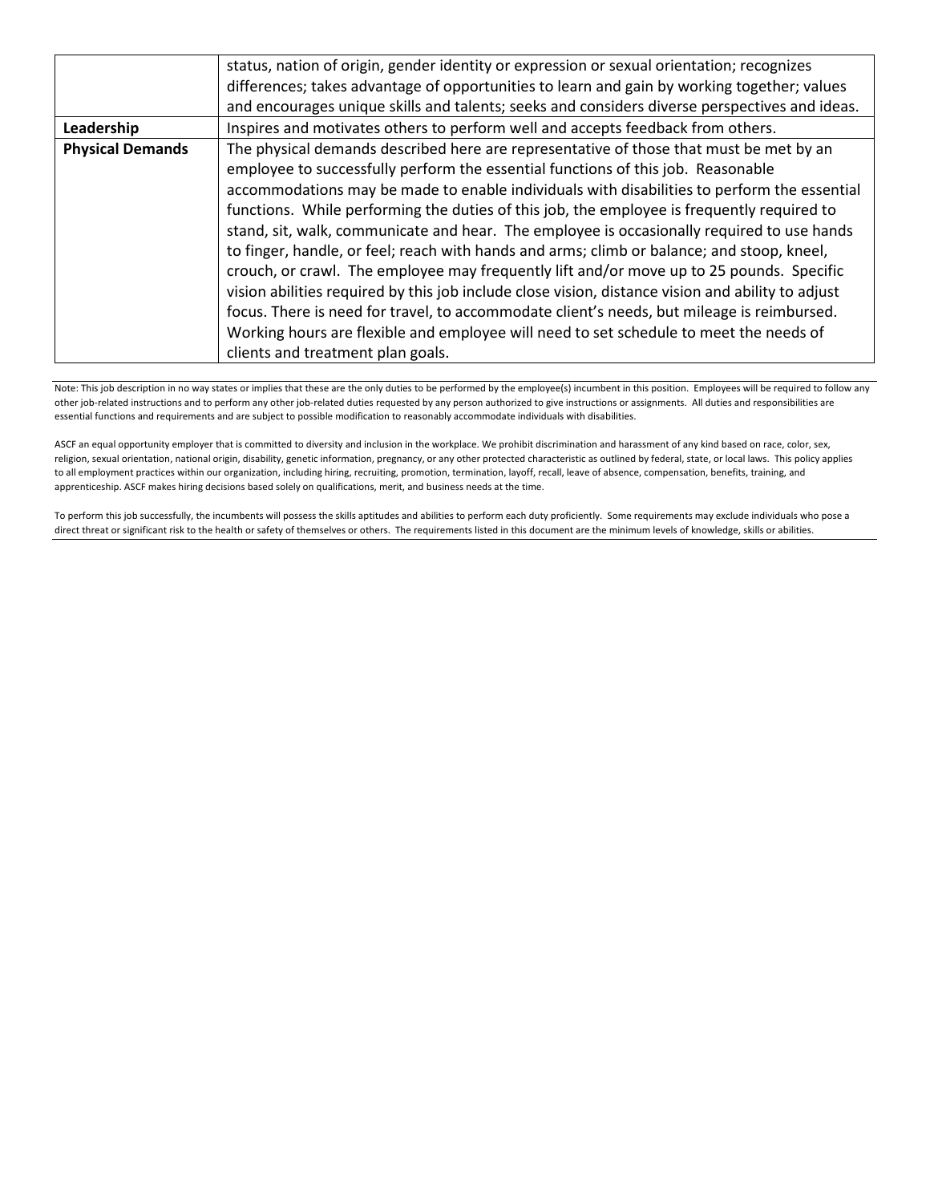| | |
|---|---|
| | status, nation of origin, gender identity or expression or sexual orientation; recognizes differences; takes advantage of opportunities to learn and gain by working together; values and encourages unique skills and talents; seeks and considers diverse perspectives and ideas. |
| **Leadership** | Inspires and motivates others to perform well and accepts feedback from others. |
| **Physical Demands** | The physical demands described here are representative of those that must be met by an employee to successfully perform the essential functions of this job. Reasonable accommodations may be made to enable individuals with disabilities to perform the essential functions. While performing the duties of this job, the employee is frequently required to stand, sit, walk, communicate and hear. The employee is occasionally required to use hands to finger, handle, or feel; reach with hands and arms; climb or balance; and stoop, kneel, crouch, or crawl. The employee may frequently lift and/or move up to 25 pounds. Specific vision abilities required by this job include close vision, distance vision and ability to adjust focus. There is need for travel, to accommodate client's needs, but mileage is reimbursed. Working hours are flexible and employee will need to set schedule to meet the needs of clients and treatment plan goals. |

Note: This job description in no way states or implies that these are the only duties to be performed by the employee(s) incumbent in this position. Employees will be required to follow any other job-related instructions and to perform any other job-related duties requested by any person authorized to give instructions or assignments. All duties and responsibilities are essential functions and requirements and are subject to possible modification to reasonably accommodate individuals with disabilities.

ASCF an equal opportunity employer that is committed to diversity and inclusion in the workplace. We prohibit discrimination and harassment of any kind based on race, color, sex, religion, sexual orientation, national origin, disability, genetic information, pregnancy, or any other protected characteristic as outlined by federal, state, or local laws. This policy applies to all employment practices within our organization, including hiring, recruiting, promotion, termination, layoff, recall, leave of absence, compensation, benefits, training, and apprenticeship. ASCF makes hiring decisions based solely on qualifications, merit, and business needs at the time.

To perform this job successfully, the incumbents will possess the skills aptitudes and abilities to perform each duty proficiently. Some requirements may exclude individuals who pose a direct threat or significant risk to the health or safety of themselves or others. The requirements listed in this document are the minimum levels of knowledge, skills or abilities.